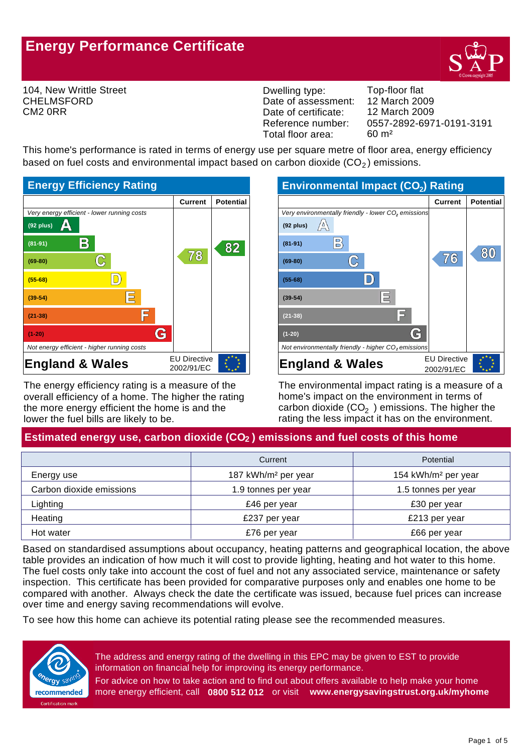# Energy Performance Certificate

104, New Writtle Street
CHELMSFORD
CM2 0RR

| | |
|---|---|
| Dwelling type: | Top-floor flat |
| Date of assessment: | 12 March 2009 |
| Date of certificate: | 12 March 2009 |
| Reference number: | 0557-2892-6971-0191-3191 |
| Total floor area: | 60 m² |

This home's performance is rated in terms of energy use per square metre of floor area, energy efficiency based on fuel costs and environmental impact based on carbon dioxide ($CO_2$) emissions.

## Energy Efficiency Rating

| | Current | Potential |
|---|---|---|
| *Very energy efficient - lower running costs* | | |
| (92 plus) A | | |
| (81-91) B | | 82 |
| (69-80) C | 78 | |
| (55-68) D | | |
| (39-54) E | | |
| (21-38) F | | |
| (1-20) G | | |
| *Not energy efficient - higher running costs* | | |
| **England & Wales** | EU Directive 2002/91/EC | |

The energy efficiency rating is a measure of the overall efficiency of a home. The higher the rating the more energy efficient the home is and the lower the fuel bills are likely to be.

## Environmental Impact ($CO_2$) Rating

| | Current | Potential |
|---|---|---|
| *Very environmentally friendly - lower $CO_2$ emissions* | | |
| (92 plus) A | | |
| (81-91) B | | |
| (69-80) C | 76 | 80 |
| (55-68) D | | |
| (39-54) E | | |
| (21-38) F | | |
| (1-20) G | | |
| *Not environmentally friendly - higher $CO_2$ emissions* | | |
| **England & Wales** | EU Directive 2002/91/EC | |

The environmental impact rating is a measure of a home's impact on the environment in terms of carbon dioxide ($CO_2$) emissions. The higher the rating the less impact it has on the environment.

## Estimated energy use, carbon dioxide ($CO_2$) emissions and fuel costs of this home

| | Current | Potential |
|---|---|---|
| Energy use | 187 kWh/m² per year | 154 kWh/m² per year |
| Carbon dioxide emissions | 1.9 tonnes per year | 1.5 tonnes per year |
| Lighting | £46 per year | £30 per year |
| Heating | £237 per year | £213 per year |
| Hot water | £76 per year | £66 per year |

Based on standardised assumptions about occupancy, heating patterns and geographical location, the above table provides an indication of how much it will cost to provide lighting, heating and hot water to this home. The fuel costs only take into account the cost of fuel and not any associated service, maintenance or safety inspection. This certificate has been provided for comparative purposes only and enables one home to be compared with another. Always check the date the certificate was issued, because fuel prices can increase over time and energy saving recommendations will evolve.

To see how this home can achieve its potential rating please see the recommended measures.

The address and energy rating of the dwelling in this EPC may be given to EST to provide information on financial help for improving its energy performance.

For advice on how to take action and to find out about offers available to help make your home more energy efficient, call **0800 512 012** or visit **www.energysavingstrust.org.uk/myhome**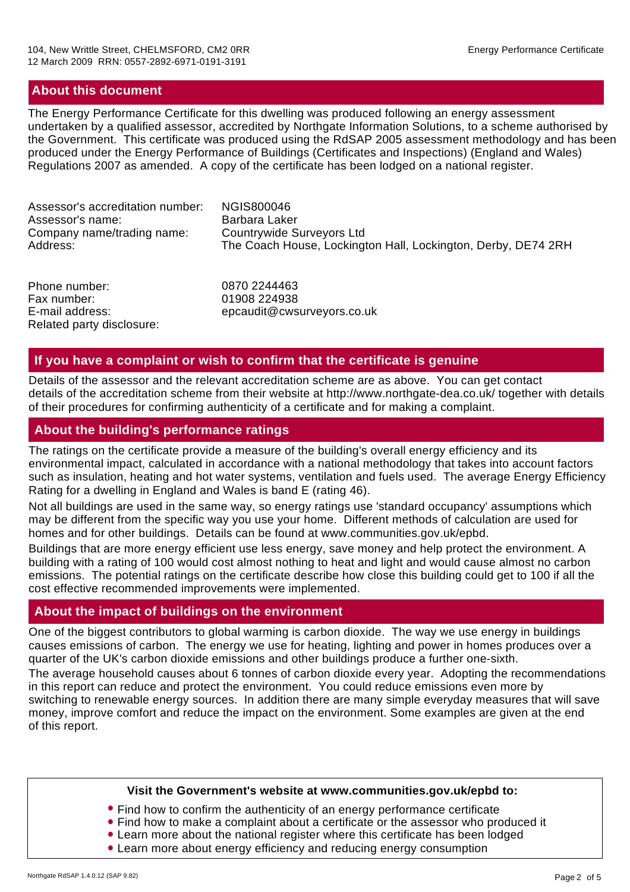## About this document

The Energy Performance Certificate for this dwelling was produced following an energy assessment undertaken by a qualified assessor, accredited by Northgate Information Solutions, to a scheme authorised by the Government. This certificate was produced using the RdSAP 2005 assessment methodology and has been produced under the Energy Performance of Buildings (Certificates and Inspections) (England and Wales) Regulations 2007 as amended. A copy of the certificate has been lodged on a national register.

| | |
|---|---|
| Assessor's accreditation number: | NGIS800046 |
| Assessor's name: | Barbara Laker |
| Company name/trading name: | Countrywide Surveyors Ltd |
| Address: | The Coach House, Lockington Hall, Lockington, Derby, DE74 2RH |

| | |
|---|---|
| Phone number: | 0870 2244463 |
| Fax number: | 01908 224938 |
| E-mail address: | epcaudit@cwsurveyors.co.uk |
| Related party disclosure: | |

## If you have a complaint or wish to confirm that the certificate is genuine

Details of the assessor and the relevant accreditation scheme are as above. You can get contact details of the accreditation scheme from their website at http://www.northgate-dea.co.uk/ together with details of their procedures for confirming authenticity of a certificate and for making a complaint.

## About the building's performance ratings

The ratings on the certificate provide a measure of the building's overall energy efficiency and its environmental impact, calculated in accordance with a national methodology that takes into account factors such as insulation, heating and hot water systems, ventilation and fuels used. The average Energy Efficiency Rating for a dwelling in England and Wales is band E (rating 46).

Not all buildings are used in the same way, so energy ratings use 'standard occupancy' assumptions which may be different from the specific way you use your home. Different methods of calculation are used for homes and for other buildings. Details can be found at www.communities.gov.uk/epbd.

Buildings that are more energy efficient use less energy, save money and help protect the environment. A building with a rating of 100 would cost almost nothing to heat and light and would cause almost no carbon emissions. The potential ratings on the certificate describe how close this building could get to 100 if all the cost effective recommended improvements were implemented.

## About the impact of buildings on the environment

One of the biggest contributors to global warming is carbon dioxide. The way we use energy in buildings causes emissions of carbon. The energy we use for heating, lighting and power in homes produces over a quarter of the UK's carbon dioxide emissions and other buildings produce a further one-sixth.

The average household causes about 6 tonnes of carbon dioxide every year. Adopting the recommendations in this report can reduce and protect the environment. You could reduce emissions even more by switching to renewable energy sources. In addition there are many simple everyday measures that will save money, improve comfort and reduce the impact on the environment. Some examples are given at the end of this report.

**Visit the Government's website at www.communities.gov.uk/epbd to:**

- Find how to confirm the authenticity of an energy performance certificate
- Find how to make a complaint about a certificate or the assessor who produced it
- Learn more about the national register where this certificate has been lodged
- Learn more about energy efficiency and reducing energy consumption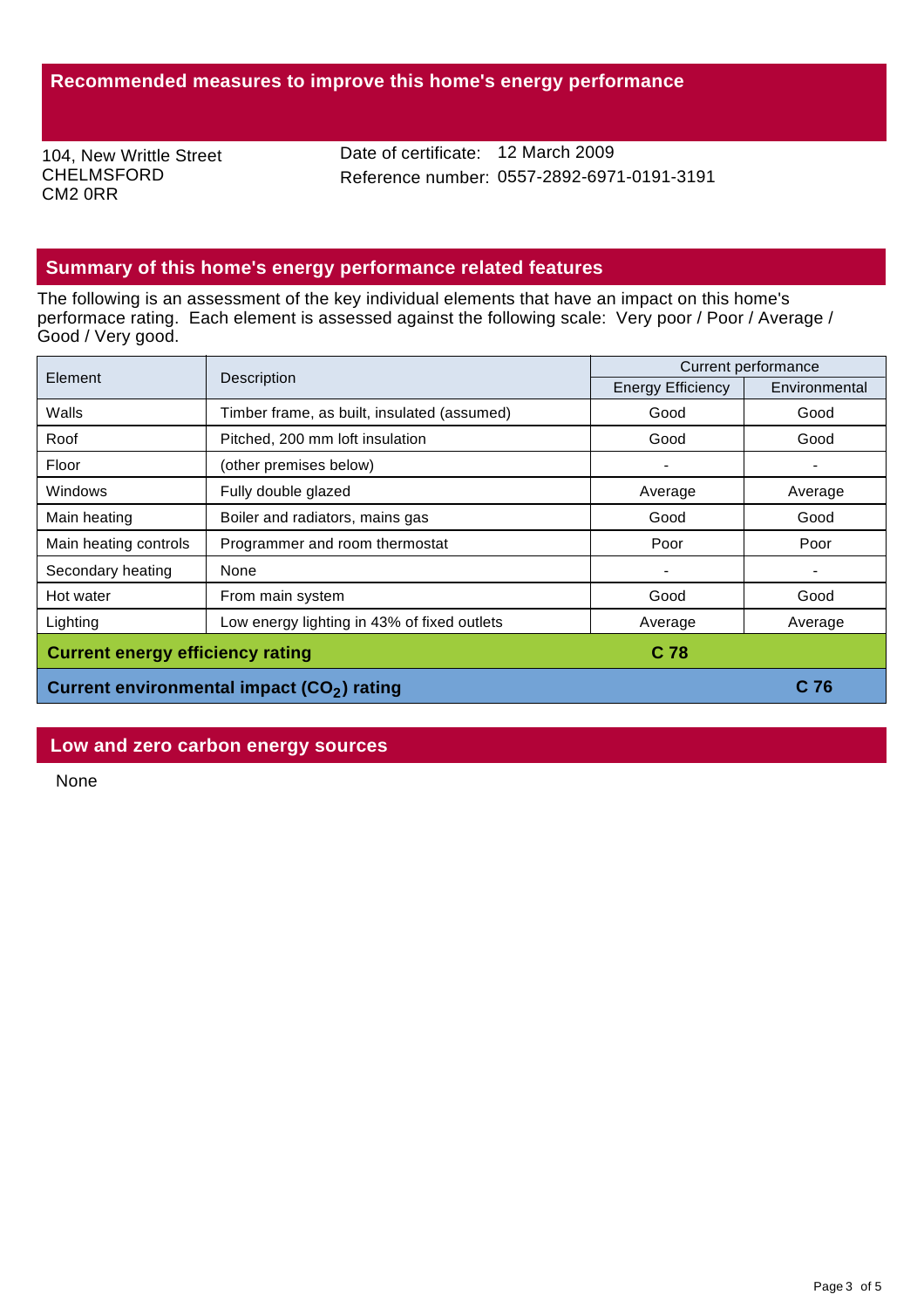## Recommended measures to improve this home's energy performance

104, New Writtle Street
CHELMSFORD
CM2 0RR

Date of certificate: 12 March 2009
Reference number: 0557-2892-6971-0191-3191

## Summary of this home's energy performance related features

The following is an assessment of the key individual elements that have an impact on this home's performace rating. Each element is assessed against the following scale: Very poor / Poor / Average / Good / Very good.

| Element | Description | Current performance | |
|---|---|---|---|
| | | Energy Efficiency | Environmental |
| Walls | Timber frame, as built, insulated (assumed) | Good | Good |
| Roof | Pitched, 200 mm loft insulation | Good | Good |
| Floor | (other premises below) | - | - |
| Windows | Fully double glazed | Average | Average |
| Main heating | Boiler and radiators, mains gas | Good | Good |
| Main heating controls | Programmer and room thermostat | Poor | Poor |
| Secondary heating | None | - | - |
| Hot water | From main system | Good | Good |
| Lighting | Low energy lighting in 43% of fixed outlets | Average | Average |
| **Current energy efficiency rating** | | **C 78** | |
| **Current environmental impact ($CO_2$) rating** | | | **C 76** |

## Low and zero carbon energy sources

None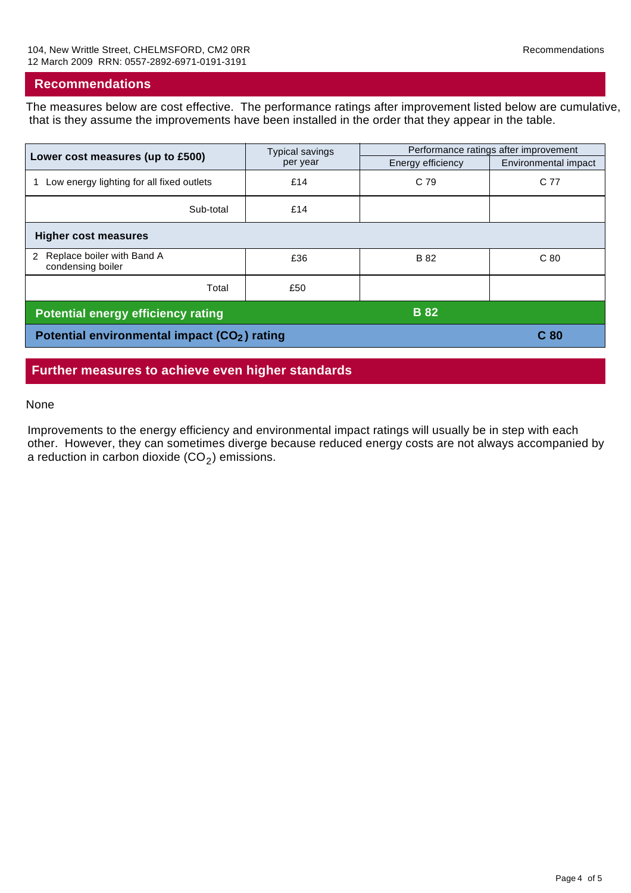## Recommendations

The measures below are cost effective. The performance ratings after improvement listed below are cumulative, that is they assume the improvements have been installed in the order that they appear in the table.

| Lower cost measures (up to £500) | Typical savings per year | Performance ratings after improvement | |
|---|---|---|---|
| | | Energy efficiency | Environmental impact |
| 1 Low energy lighting for all fixed outlets | £14 | C 79 | C 77 |
| Sub-total | £14 | | |
| **Higher cost measures** | | | |
| 2 Replace boiler with Band A condensing boiler | £36 | B 82 | C 80 |
| Total | £50 | | |
| **Potential energy efficiency rating** | | **B 82** | |
| **Potential environmental impact ($CO_2$) rating** | | | **C 80** |

## Further measures to achieve even higher standards

None

Improvements to the energy efficiency and environmental impact ratings will usually be in step with each other. However, they can sometimes diverge because reduced energy costs are not always accompanied by a reduction in carbon dioxide ($CO_2$) emissions.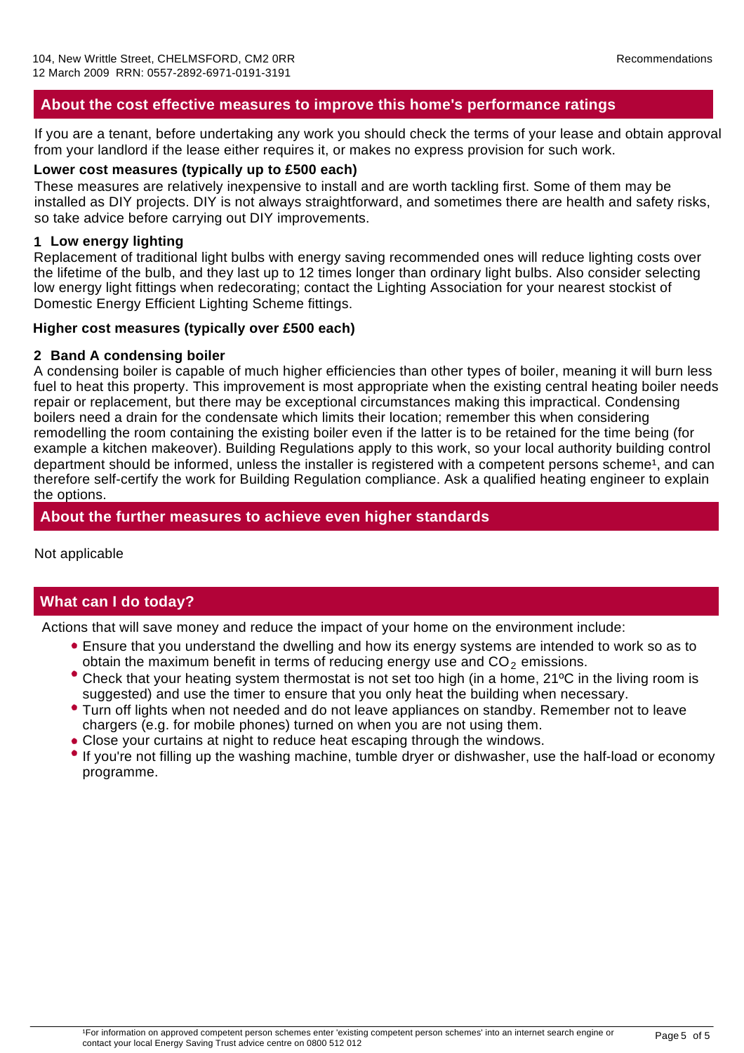## About the cost effective measures to improve this home's performance ratings

If you are a tenant, before undertaking any work you should check the terms of your lease and obtain approval from your landlord if the lease either requires it, or makes no express provision for such work.

**Lower cost measures (typically up to £500 each)**

These measures are relatively inexpensive to install and are worth tackling first. Some of them may be installed as DIY projects. DIY is not always straightforward, and sometimes there are health and safety risks, so take advice before carrying out DIY improvements.

### 1 Low energy lighting

Replacement of traditional light bulbs with energy saving recommended ones will reduce lighting costs over the lifetime of the bulb, and they last up to 12 times longer than ordinary light bulbs. Also consider selecting low energy light fittings when redecorating; contact the Lighting Association for your nearest stockist of Domestic Energy Efficient Lighting Scheme fittings.

**Higher cost measures (typically over £500 each)**

### 2 Band A condensing boiler

A condensing boiler is capable of much higher efficiencies than other types of boiler, meaning it will burn less fuel to heat this property. This improvement is most appropriate when the existing central heating boiler needs repair or replacement, but there may be exceptional circumstances making this impractical. Condensing boilers need a drain for the condensate which limits their location; remember this when considering remodelling the room containing the existing boiler even if the latter is to be retained for the time being (for example a kitchen makeover). Building Regulations apply to this work, so your local authority building control department should be informed, unless the installer is registered with a competent persons scheme[1], and can therefore self-certify the work for Building Regulation compliance. Ask a qualified heating engineer to explain the options.

## About the further measures to achieve even higher standards

Not applicable

## What can I do today?

Actions that will save money and reduce the impact of your home on the environment include:

- Ensure that you understand the dwelling and how its energy systems are intended to work so as to obtain the maximum benefit in terms of reducing energy use and $CO_2$ emissions.
- Check that your heating system thermostat is not set too high (in a home, 21ºC in the living room is suggested) and use the timer to ensure that you only heat the building when necessary.
- Turn off lights when not needed and do not leave appliances on standby. Remember not to leave chargers (e.g. for mobile phones) turned on when you are not using them.
- Close your curtains at night to reduce heat escaping through the windows.
- If you're not filling up the washing machine, tumble dryer or dishwasher, use the half-load or economy programme.

[1]For information on approved competent person schemes enter 'existing competent person schemes' into an internet search engine or contact your local Energy Saving Trust advice centre on 0800 512 012